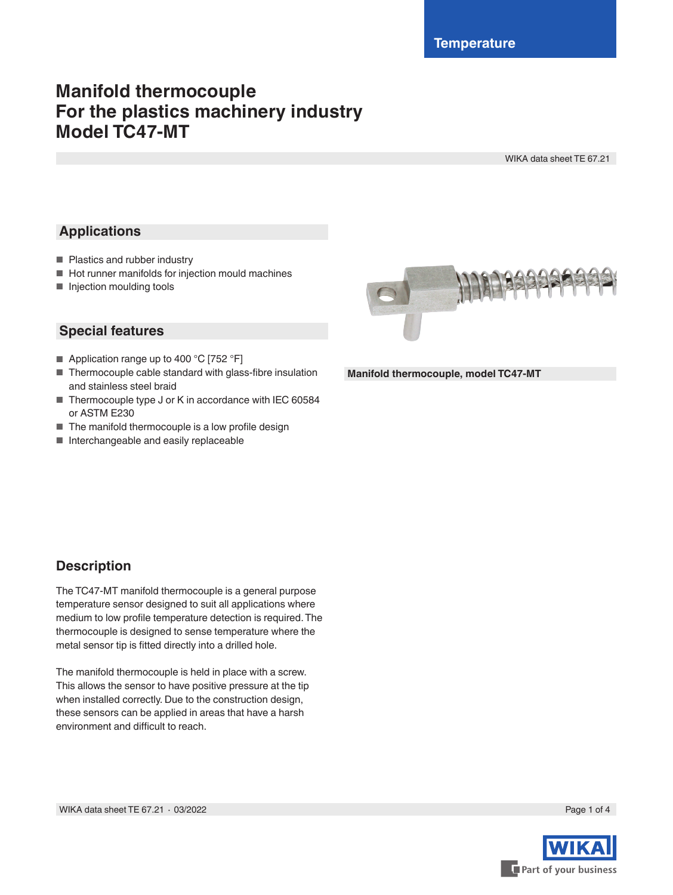Temperature

# Manifold thermocouple
# For the plastics machinery industry
# Model TC47-MT

WIKA data sheet TE 67.21

## Applications

- Plastics and rubber industry
- Hot runner manifolds for injection mould machines
- Injection moulding tools

## Special features

- Application range up to 400 °C [752 °F]
- Thermocouple cable standard with glass-fibre insulation and stainless steel braid
- Thermocouple type J or K in accordance with IEC 60584 or ASTM E230
- The manifold thermocouple is a low profile design
- Interchangeable and easily replaceable

**Manifold thermocouple, model TC47-MT**

## Description

The TC47-MT manifold thermocouple is a general purpose temperature sensor designed to suit all applications where medium to low profile temperature detection is required. The thermocouple is designed to sense temperature where the metal sensor tip is fitted directly into a drilled hole.

The manifold thermocouple is held in place with a screw. This allows the sensor to have positive pressure at the tip when installed correctly. Due to the construction design, these sensors can be applied in areas that have a harsh environment and difficult to reach.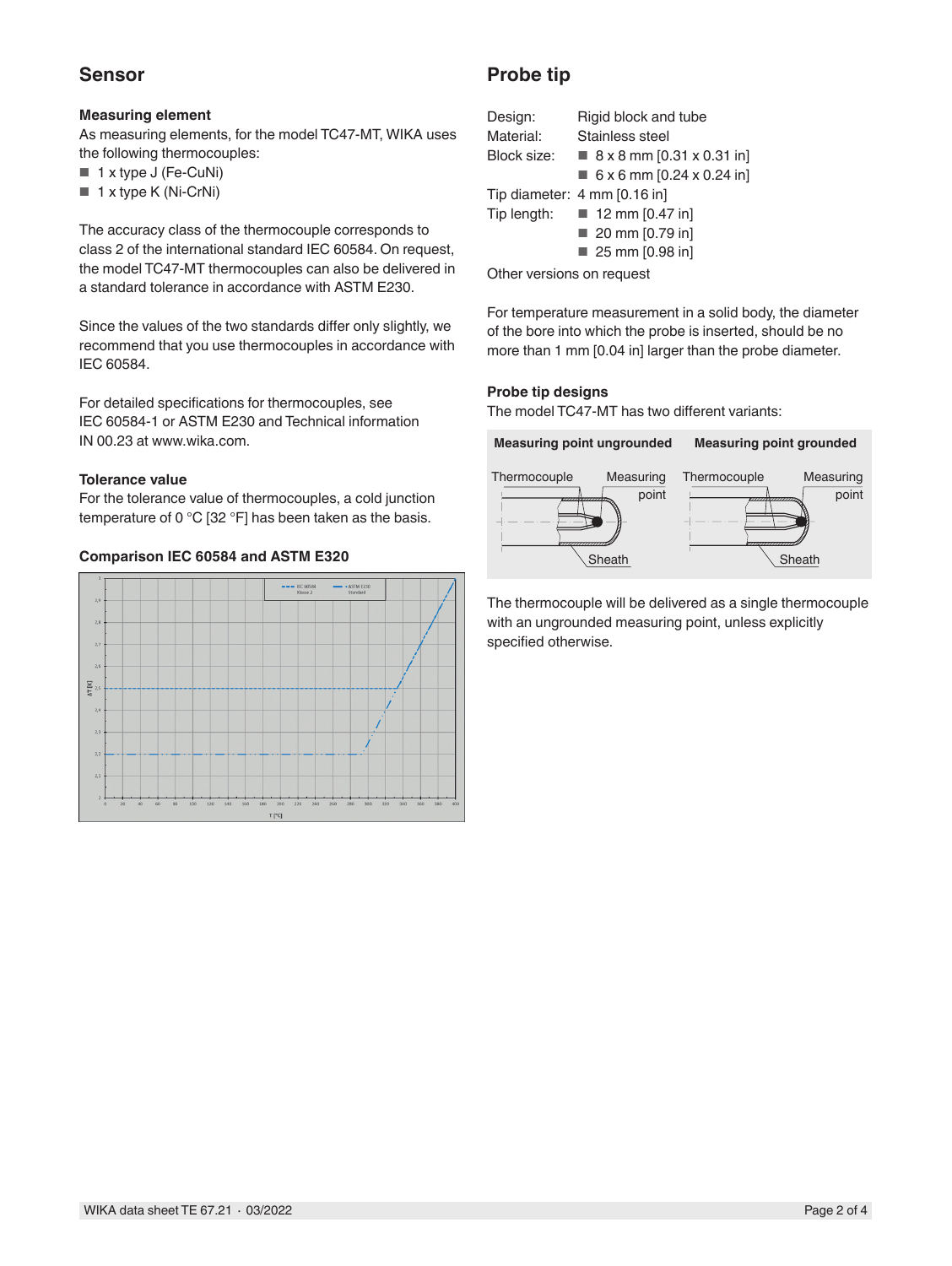## Sensor

### Measuring element

As measuring elements, for the model TC47-MT, WIKA uses the following thermocouples:

- 1 x type J (Fe-CuNi)
- 1 x type K (Ni-CrNi)

The accuracy class of the thermocouple corresponds to class 2 of the international standard IEC 60584. On request, the model TC47-MT thermocouples can also be delivered in a standard tolerance in accordance with ASTM E230.

Since the values of the two standards differ only slightly, we recommend that you use thermocouples in accordance with IEC 60584.

For detailed specifications for thermocouples, see IEC 60584-1 or ASTM E230 and Technical information IN 00.23 at www.wika.com.

### Tolerance value

For the tolerance value of thermocouples, a cold junction temperature of 0 °C [32 °F] has been taken as the basis.

### Comparison IEC 60584 and ASTM E320

## Probe tip

| | |
|---|---|
| Design: | Rigid block and tube |
| Material: | Stainless steel |
| Block size: | ■ 8 x 8 mm [0.31 x 0.31 in]<br>■ 6 x 6 mm [0.24 x 0.24 in] |
| Tip diameter: | 4 mm [0.16 in] |
| Tip length: | ■ 12 mm [0.47 in]<br>■ 20 mm [0.79 in]<br>■ 25 mm [0.98 in] |

Other versions on request

For temperature measurement in a solid body, the diameter of the bore into which the probe is inserted, should be no more than 1 mm [0.04 in] larger than the probe diameter.

### Probe tip designs

The model TC47-MT has two different variants:

**Measuring point ungrounded** | **Measuring point grounded**

The thermocouple will be delivered as a single thermocouple with an ungrounded measuring point, unless explicitly specified otherwise.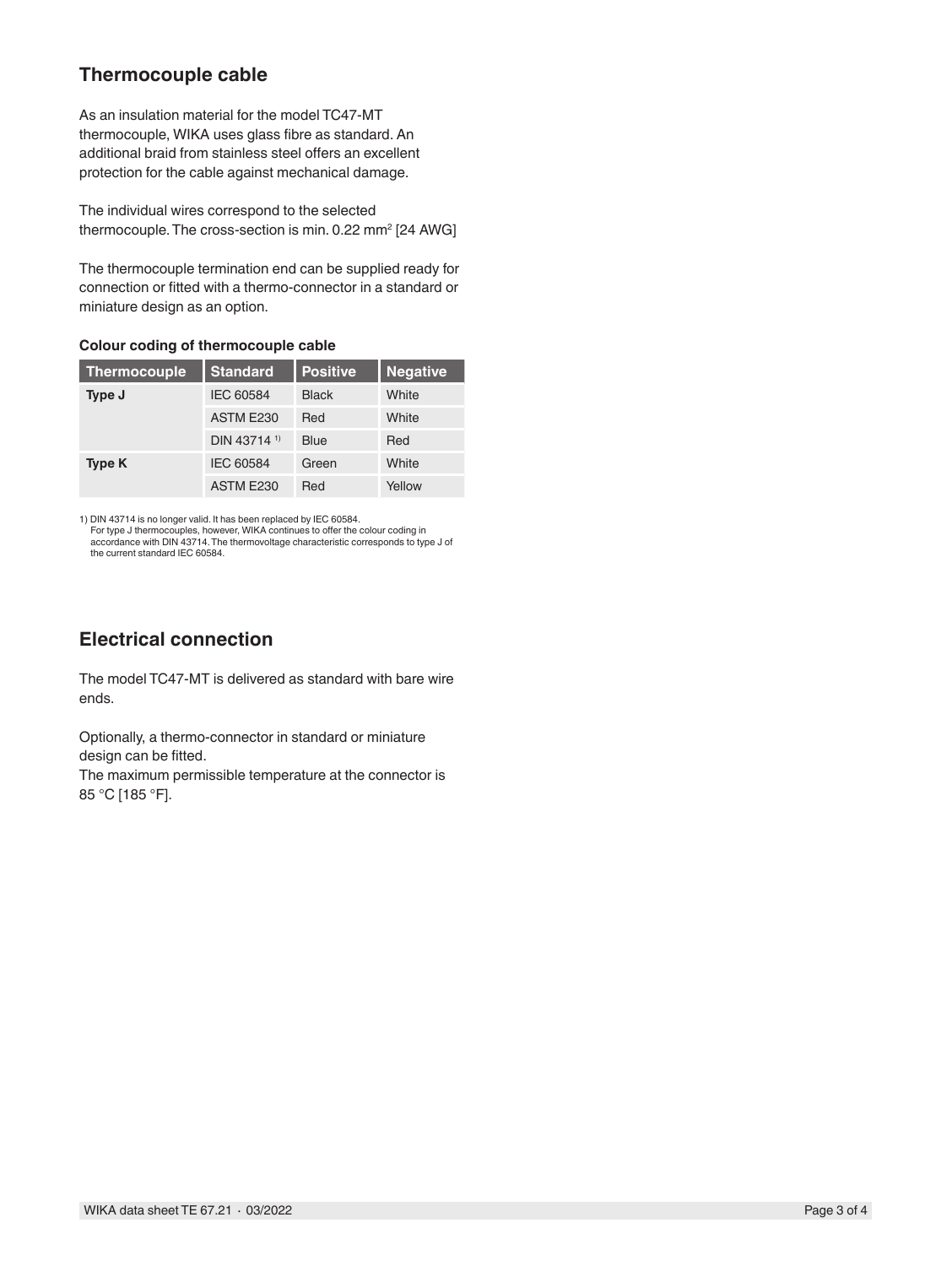## Thermocouple cable

As an insulation material for the model TC47-MT thermocouple, WIKA uses glass fibre as standard. An additional braid from stainless steel offers an excellent protection for the cable against mechanical damage.

The individual wires correspond to the selected thermocouple. The cross-section is min. 0.22 mm² [24 AWG]

The thermocouple termination end can be supplied ready for connection or fitted with a thermo-connector in a standard or miniature design as an option.

**Colour coding of thermocouple cable**

| Thermocouple | Standard | Positive | Negative |
|---|---|---|---|
| **Type J** | IEC 60584 | Black | White |
| | ASTM E230 | Red | White |
| | DIN 43714 [1)] | Blue | Red |
| **Type K** | IEC 60584 | Green | White |
| | ASTM E230 | Red | Yellow |

1) DIN 43714 is no longer valid. It has been replaced by IEC 60584.
For type J thermocouples, however, WIKA continues to offer the colour coding in accordance with DIN 43714. The thermovoltage characteristic corresponds to type J of the current standard IEC 60584.

## Electrical connection

The model TC47-MT is delivered as standard with bare wire ends.

Optionally, a thermo-connector in standard or miniature design can be fitted.
The maximum permissible temperature at the connector is 85 °C [185 °F].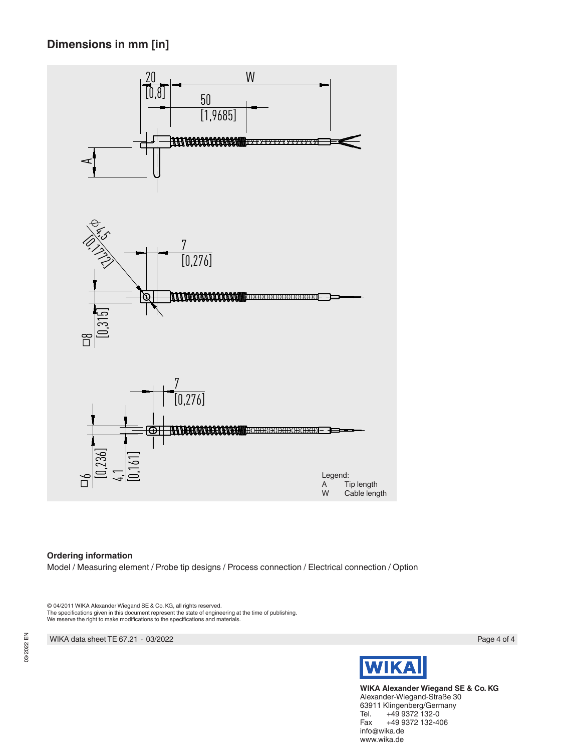## Dimensions in mm [in]

20
[0,8]

W

50
[1,9685]

A

⌀4,5
[0,1772]

7
[0,276]

□8
[0,315]

7
[0,276]

□6
[0,236]

4,1
[0,161]

Legend:
A Tip length
W Cable length

**Ordering information**

Model / Measuring element / Probe tip designs / Process connection / Electrical connection / Option

© 04/2011 WIKA Alexander Wiegand SE & Co. KG, all rights reserved.
The specifications given in this document represent the state of engineering at the time of publishing.
We reserve the right to make modifications to the specifications and materials.

**WIKA Alexander Wiegand SE & Co. KG**
Alexander-Wiegand-Straße 30
63911 Klingenberg/Germany
Tel. +49 9372 132-0
Fax +49 9372 132-406
info@wika.de
www.wika.de